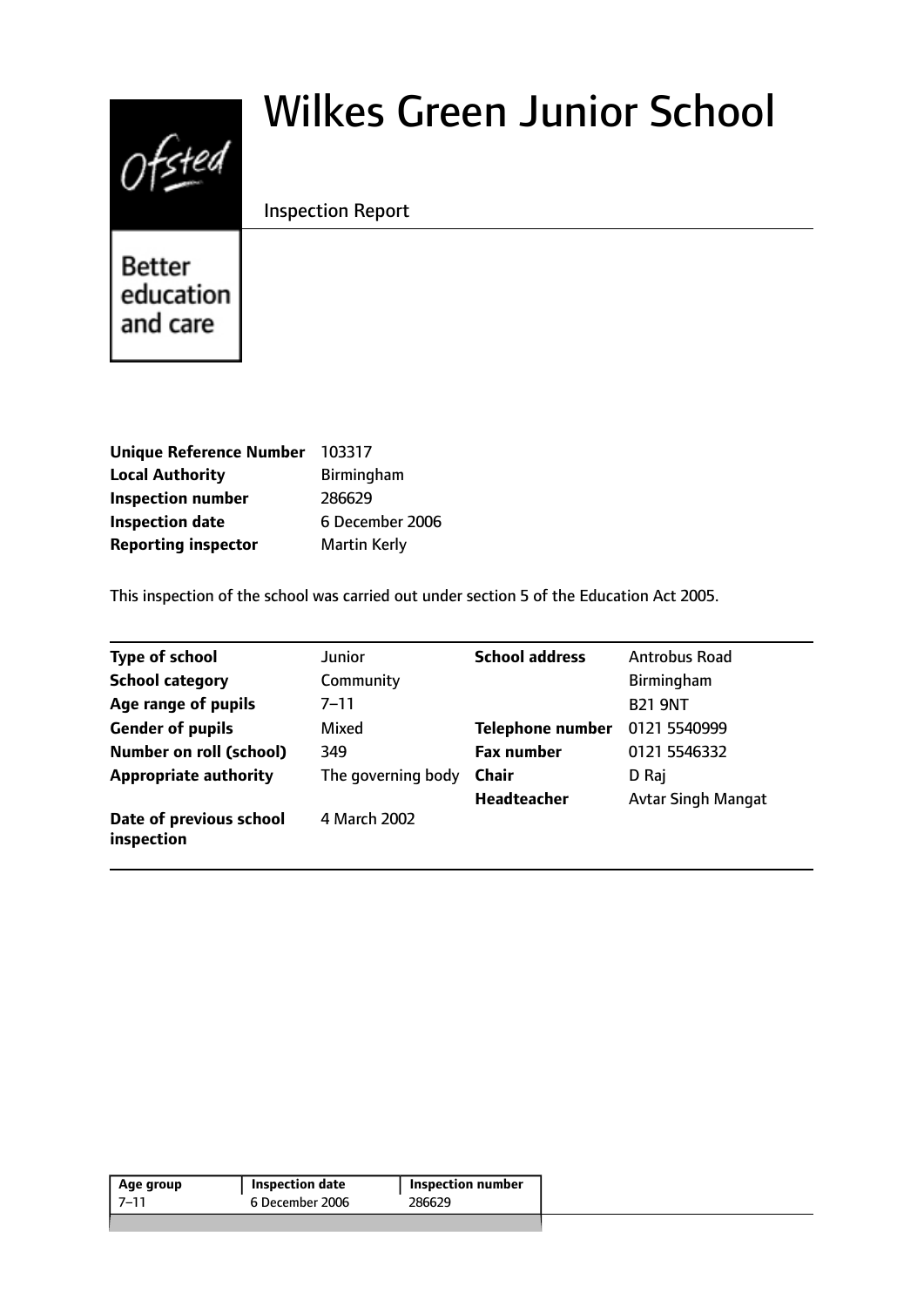# Wilkes Green Junior School

Inspection Report

Ofsted — Better education and care

| | |
|---|---|
| **Unique Reference Number** | 103317 |
| **Local Authority** | Birmingham |
| **Inspection number** | 286629 |
| **Inspection date** | 6 December 2006 |
| **Reporting inspector** | Martin Kerly |

This inspection of the school was carried out under section 5 of the Education Act 2005.

| | | | |
|---|---|---|---|
| **Type of school** | Junior | **School address** | Antrobus Road |
| **School category** | Community | | Birmingham |
| **Age range of pupils** | 7–11 | | B21 9NT |
| **Gender of pupils** | Mixed | **Telephone number** | 0121 5540999 |
| **Number on roll (school)** | 349 | **Fax number** | 0121 5546332 |
| **Appropriate authority** | The governing body | **Chair** | D Raj |
| | | **Headteacher** | Avtar Singh Mangat |
| **Date of previous school inspection** | 4 March 2002 | | |

| Age group | Inspection date | Inspection number |
|---|---|---|
| 7–11 | 6 December 2006 | 286629 |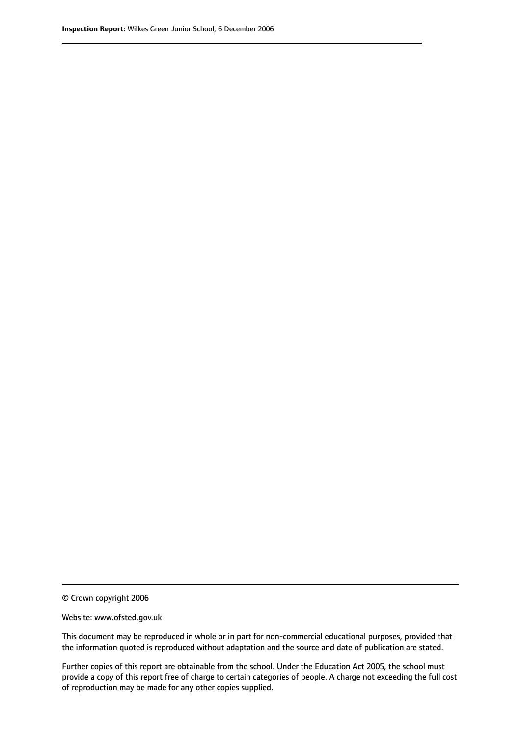© Crown copyright 2006

Website: www.ofsted.gov.uk

This document may be reproduced in whole or in part for non-commercial educational purposes, provided that the information quoted is reproduced without adaptation and the source and date of publication are stated.

Further copies of this report are obtainable from the school. Under the Education Act 2005, the school must provide a copy of this report free of charge to certain categories of people. A charge not exceeding the full cost of reproduction may be made for any other copies supplied.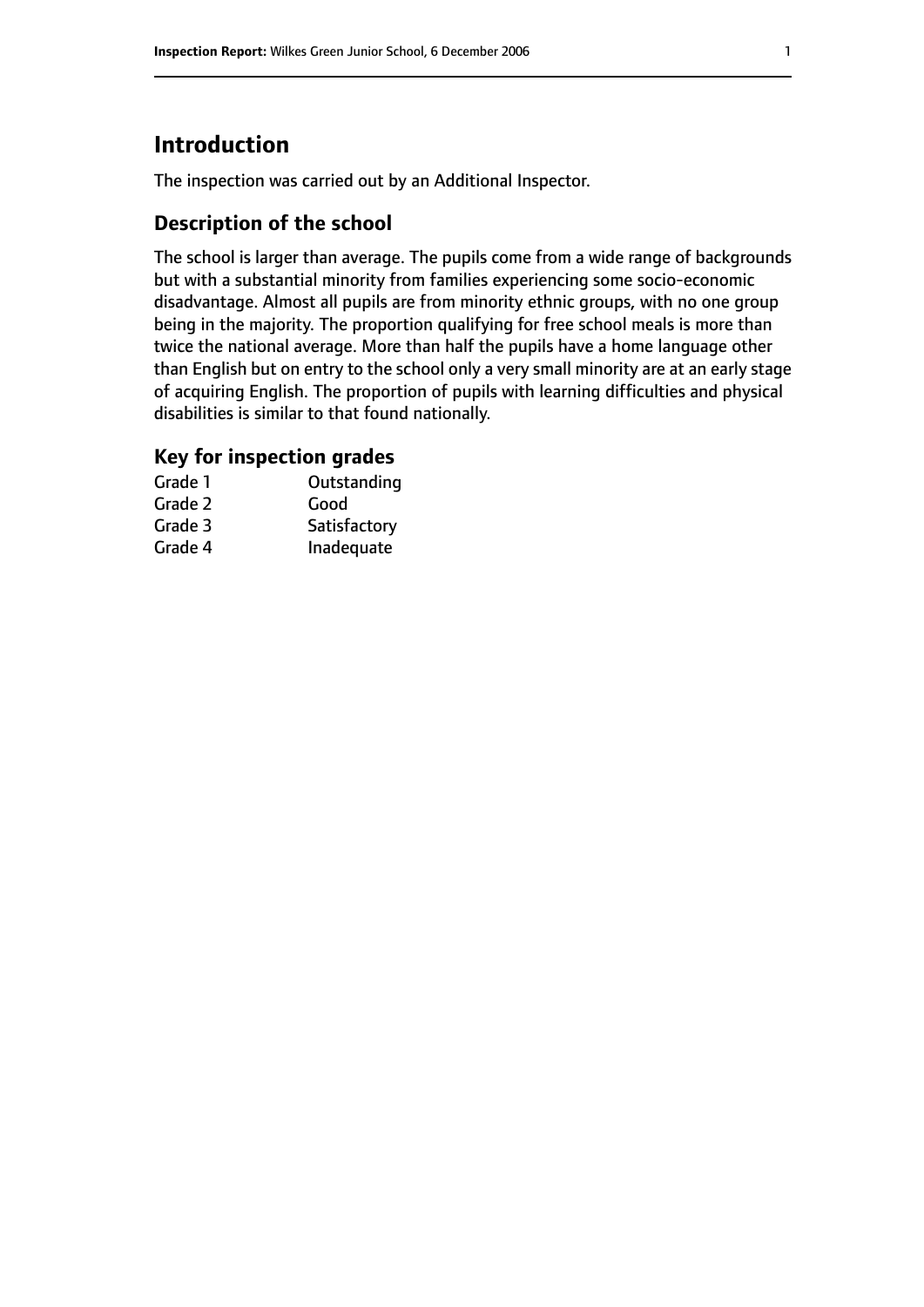# Introduction

The inspection was carried out by an Additional Inspector.

## Description of the school

The school is larger than average. The pupils come from a wide range of backgrounds but with a substantial minority from families experiencing some socio-economic disadvantage. Almost all pupils are from minority ethnic groups, with no one group being in the majority. The proportion qualifying for free school meals is more than twice the national average. More than half the pupils have a home language other than English but on entry to the school only a very small minority are at an early stage of acquiring English. The proportion of pupils with learning difficulties and physical disabilities is similar to that found nationally.

## Key for inspection grades

| | |
|---|---|
| Grade 1 | Outstanding |
| Grade 2 | Good |
| Grade 3 | Satisfactory |
| Grade 4 | Inadequate |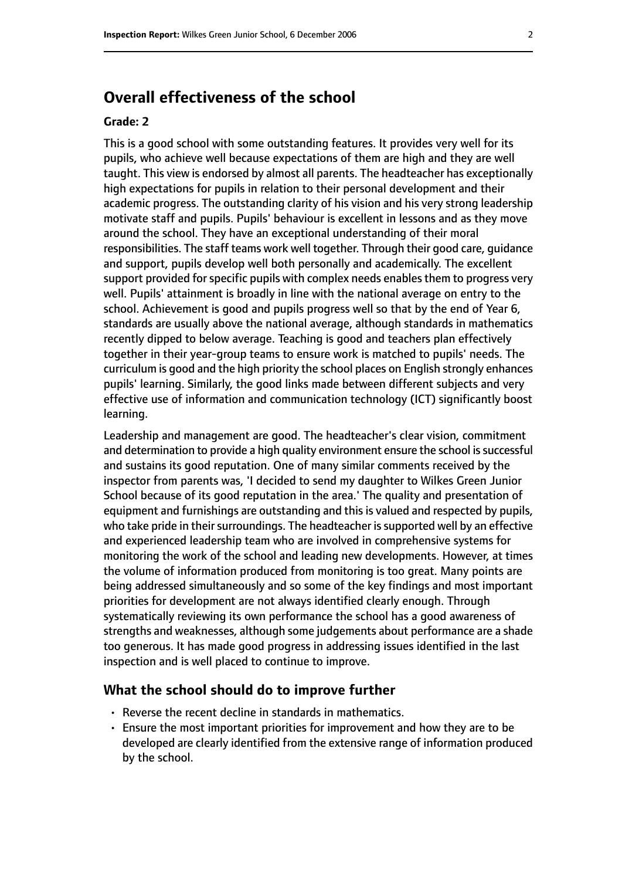## Overall effectiveness of the school

**Grade: 2**

This is a good school with some outstanding features. It provides very well for its pupils, who achieve well because expectations of them are high and they are well taught. This view is endorsed by almost all parents. The headteacher has exceptionally high expectations for pupils in relation to their personal development and their academic progress. The outstanding clarity of his vision and his very strong leadership motivate staff and pupils. Pupils' behaviour is excellent in lessons and as they move around the school. They have an exceptional understanding of their moral responsibilities. The staff teams work well together. Through their good care, guidance and support, pupils develop well both personally and academically. The excellent support provided for specific pupils with complex needs enables them to progress very well. Pupils' attainment is broadly in line with the national average on entry to the school. Achievement is good and pupils progress well so that by the end of Year 6, standards are usually above the national average, although standards in mathematics recently dipped to below average. Teaching is good and teachers plan effectively together in their year-group teams to ensure work is matched to pupils' needs. The curriculum is good and the high priority the school places on English strongly enhances pupils' learning. Similarly, the good links made between different subjects and very effective use of information and communication technology (ICT) significantly boost learning.

Leadership and management are good. The headteacher's clear vision, commitment and determination to provide a high quality environment ensure the school is successful and sustains its good reputation. One of many similar comments received by the inspector from parents was, 'I decided to send my daughter to Wilkes Green Junior School because of its good reputation in the area.' The quality and presentation of equipment and furnishings are outstanding and this is valued and respected by pupils, who take pride in their surroundings. The headteacher is supported well by an effective and experienced leadership team who are involved in comprehensive systems for monitoring the work of the school and leading new developments. However, at times the volume of information produced from monitoring is too great. Many points are being addressed simultaneously and so some of the key findings and most important priorities for development are not always identified clearly enough. Through systematically reviewing its own performance the school has a good awareness of strengths and weaknesses, although some judgements about performance are a shade too generous. It has made good progress in addressing issues identified in the last inspection and is well placed to continue to improve.

### What the school should do to improve further

- Reverse the recent decline in standards in mathematics.
- Ensure the most important priorities for improvement and how they are to be developed are clearly identified from the extensive range of information produced by the school.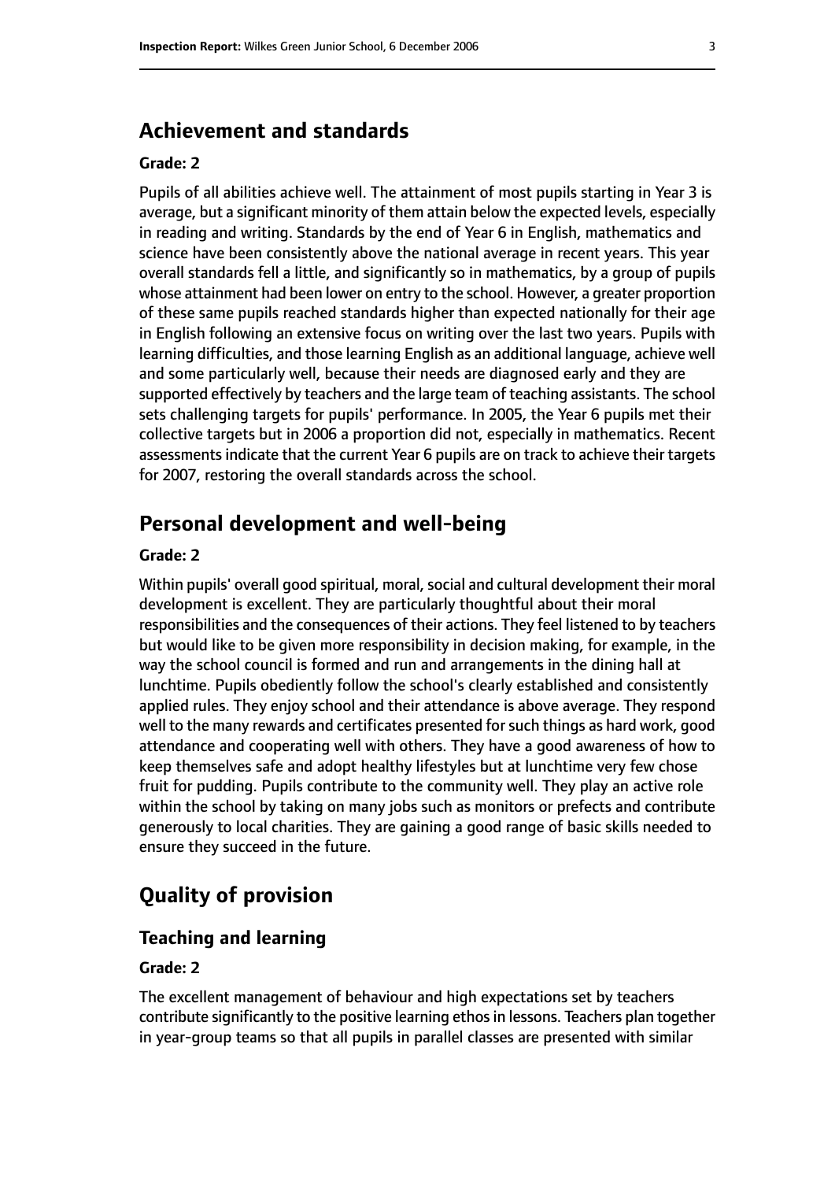## Achievement and standards

**Grade: 2**

Pupils of all abilities achieve well. The attainment of most pupils starting in Year 3 is average, but a significant minority of them attain below the expected levels, especially in reading and writing. Standards by the end of Year 6 in English, mathematics and science have been consistently above the national average in recent years. This year overall standards fell a little, and significantly so in mathematics, by a group of pupils whose attainment had been lower on entry to the school. However, a greater proportion of these same pupils reached standards higher than expected nationally for their age in English following an extensive focus on writing over the last two years. Pupils with learning difficulties, and those learning English as an additional language, achieve well and some particularly well, because their needs are diagnosed early and they are supported effectively by teachers and the large team of teaching assistants. The school sets challenging targets for pupils' performance. In 2005, the Year 6 pupils met their collective targets but in 2006 a proportion did not, especially in mathematics. Recent assessments indicate that the current Year 6 pupils are on track to achieve their targets for 2007, restoring the overall standards across the school.

## Personal development and well-being

**Grade: 2**

Within pupils' overall good spiritual, moral, social and cultural development their moral development is excellent. They are particularly thoughtful about their moral responsibilities and the consequences of their actions. They feel listened to by teachers but would like to be given more responsibility in decision making, for example, in the way the school council is formed and run and arrangements in the dining hall at lunchtime. Pupils obediently follow the school's clearly established and consistently applied rules. They enjoy school and their attendance is above average. They respond well to the many rewards and certificates presented for such things as hard work, good attendance and cooperating well with others. They have a good awareness of how to keep themselves safe and adopt healthy lifestyles but at lunchtime very few chose fruit for pudding. Pupils contribute to the community well. They play an active role within the school by taking on many jobs such as monitors or prefects and contribute generously to local charities. They are gaining a good range of basic skills needed to ensure they succeed in the future.

## Quality of provision

### Teaching and learning

**Grade: 2**

The excellent management of behaviour and high expectations set by teachers contribute significantly to the positive learning ethos in lessons. Teachers plan together in year-group teams so that all pupils in parallel classes are presented with similar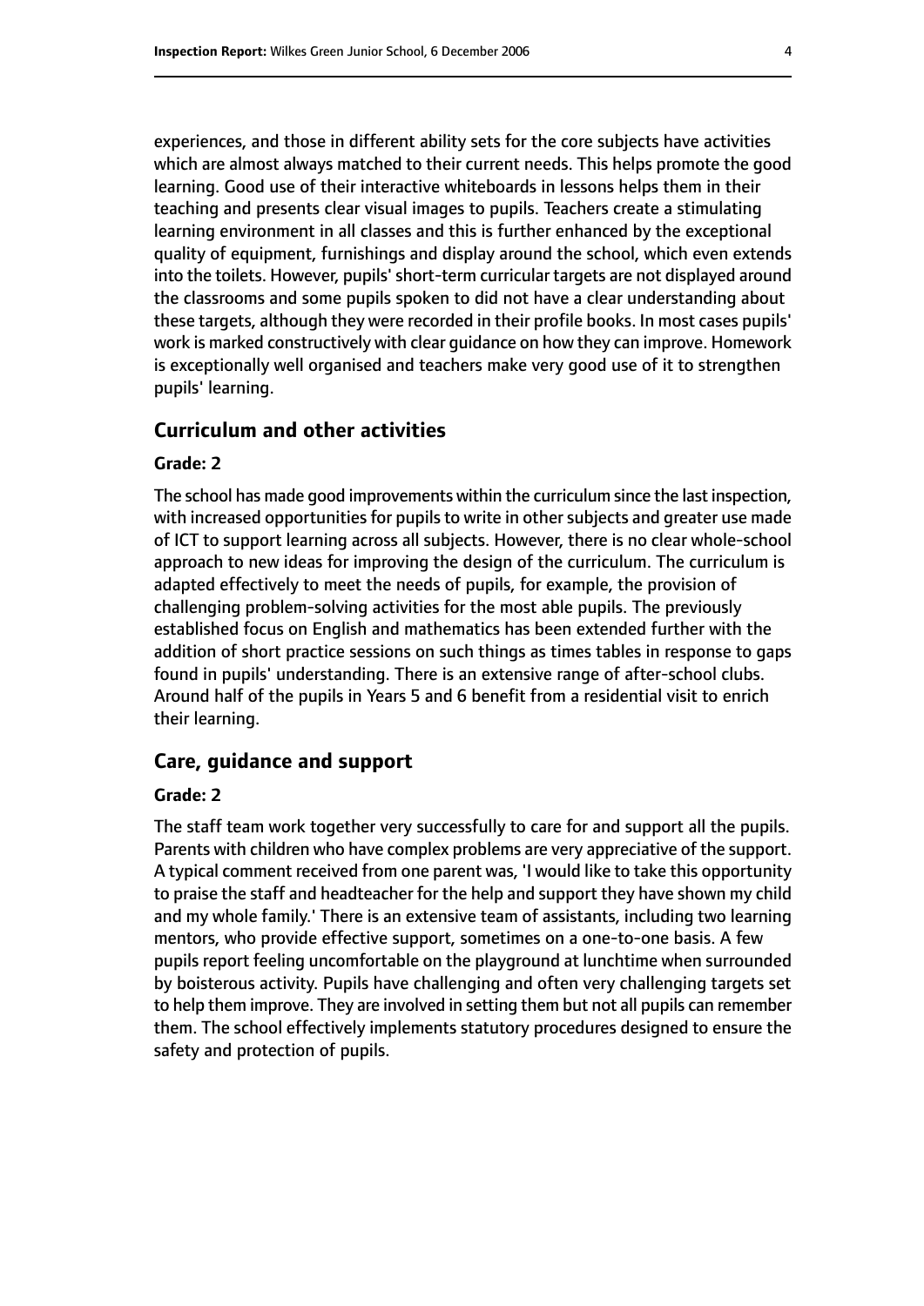experiences, and those in different ability sets for the core subjects have activities which are almost always matched to their current needs. This helps promote the good learning. Good use of their interactive whiteboards in lessons helps them in their teaching and presents clear visual images to pupils. Teachers create a stimulating learning environment in all classes and this is further enhanced by the exceptional quality of equipment, furnishings and display around the school, which even extends into the toilets. However, pupils' short-term curricular targets are not displayed around the classrooms and some pupils spoken to did not have a clear understanding about these targets, although they were recorded in their profile books. In most cases pupils' work is marked constructively with clear guidance on how they can improve. Homework is exceptionally well organised and teachers make very good use of it to strengthen pupils' learning.

## Curriculum and other activities

### Grade: 2

The school has made good improvements within the curriculum since the last inspection, with increased opportunities for pupils to write in other subjects and greater use made of ICT to support learning across all subjects. However, there is no clear whole-school approach to new ideas for improving the design of the curriculum. The curriculum is adapted effectively to meet the needs of pupils, for example, the provision of challenging problem-solving activities for the most able pupils. The previously established focus on English and mathematics has been extended further with the addition of short practice sessions on such things as times tables in response to gaps found in pupils' understanding. There is an extensive range of after-school clubs. Around half of the pupils in Years 5 and 6 benefit from a residential visit to enrich their learning.

## Care, guidance and support

### Grade: 2

The staff team work together very successfully to care for and support all the pupils. Parents with children who have complex problems are very appreciative of the support. A typical comment received from one parent was, 'I would like to take this opportunity to praise the staff and headteacher for the help and support they have shown my child and my whole family.' There is an extensive team of assistants, including two learning mentors, who provide effective support, sometimes on a one-to-one basis. A few pupils report feeling uncomfortable on the playground at lunchtime when surrounded by boisterous activity. Pupils have challenging and often very challenging targets set to help them improve. They are involved in setting them but not all pupils can remember them. The school effectively implements statutory procedures designed to ensure the safety and protection of pupils.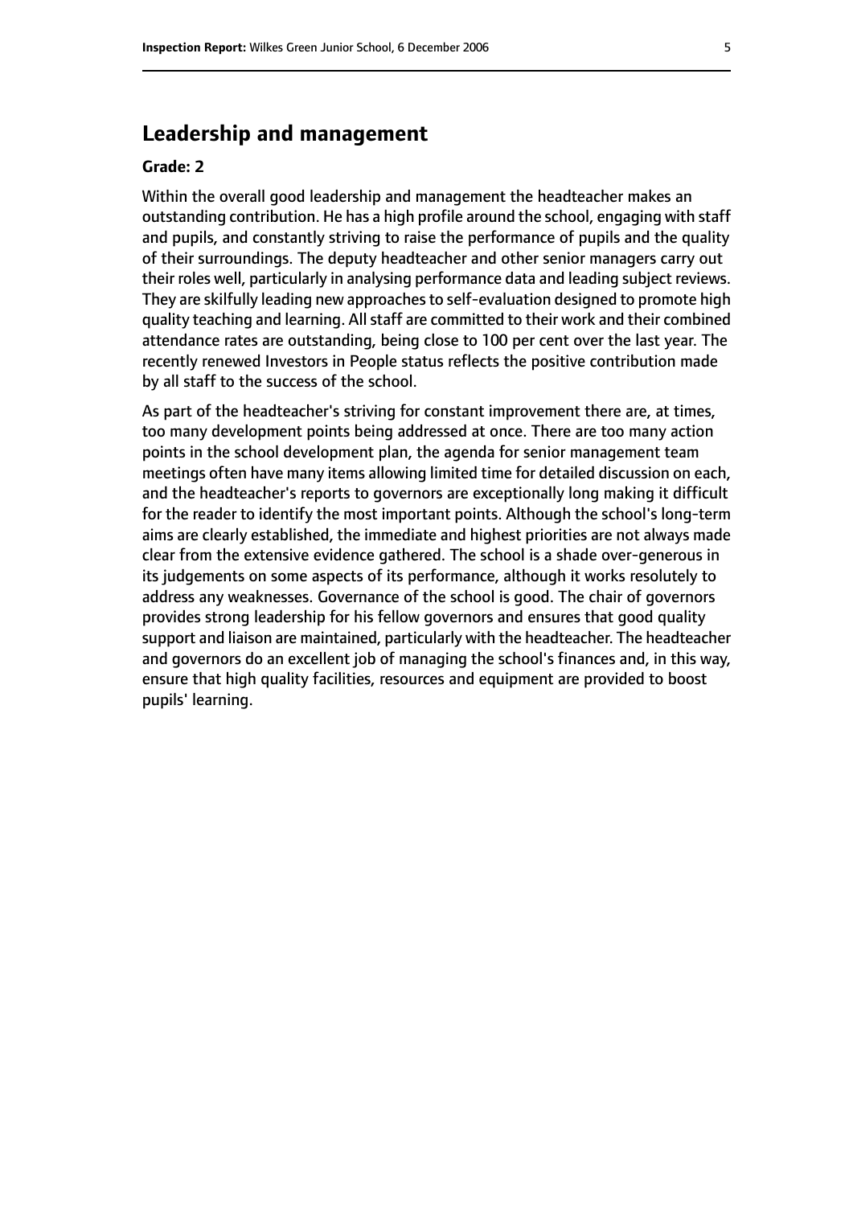## Leadership and management

**Grade: 2**

Within the overall good leadership and management the headteacher makes an outstanding contribution. He has a high profile around the school, engaging with staff and pupils, and constantly striving to raise the performance of pupils and the quality of their surroundings. The deputy headteacher and other senior managers carry out their roles well, particularly in analysing performance data and leading subject reviews. They are skilfully leading new approaches to self-evaluation designed to promote high quality teaching and learning. All staff are committed to their work and their combined attendance rates are outstanding, being close to 100 per cent over the last year. The recently renewed Investors in People status reflects the positive contribution made by all staff to the success of the school.

As part of the headteacher's striving for constant improvement there are, at times, too many development points being addressed at once. There are too many action points in the school development plan, the agenda for senior management team meetings often have many items allowing limited time for detailed discussion on each, and the headteacher's reports to governors are exceptionally long making it difficult for the reader to identify the most important points. Although the school's long-term aims are clearly established, the immediate and highest priorities are not always made clear from the extensive evidence gathered. The school is a shade over-generous in its judgements on some aspects of its performance, although it works resolutely to address any weaknesses. Governance of the school is good. The chair of governors provides strong leadership for his fellow governors and ensures that good quality support and liaison are maintained, particularly with the headteacher. The headteacher and governors do an excellent job of managing the school's finances and, in this way, ensure that high quality facilities, resources and equipment are provided to boost pupils' learning.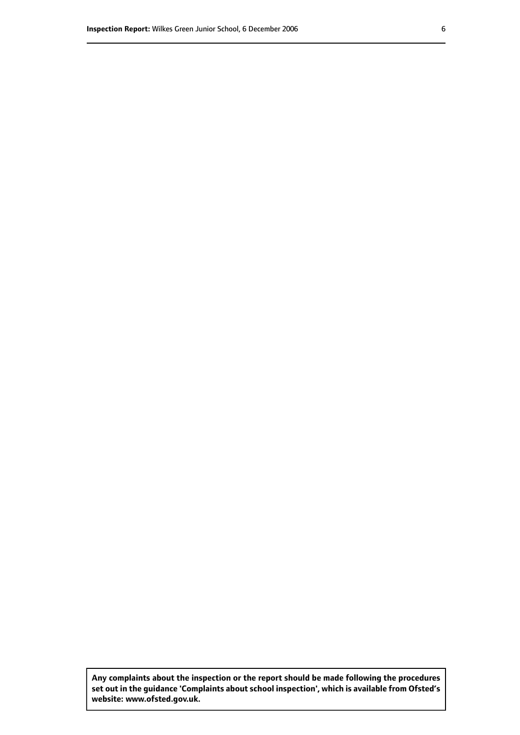**Any complaints about the inspection or the report should be made following the procedures set out in the guidance 'Complaints about school inspection', which is available from Ofsted's website: www.ofsted.gov.uk.**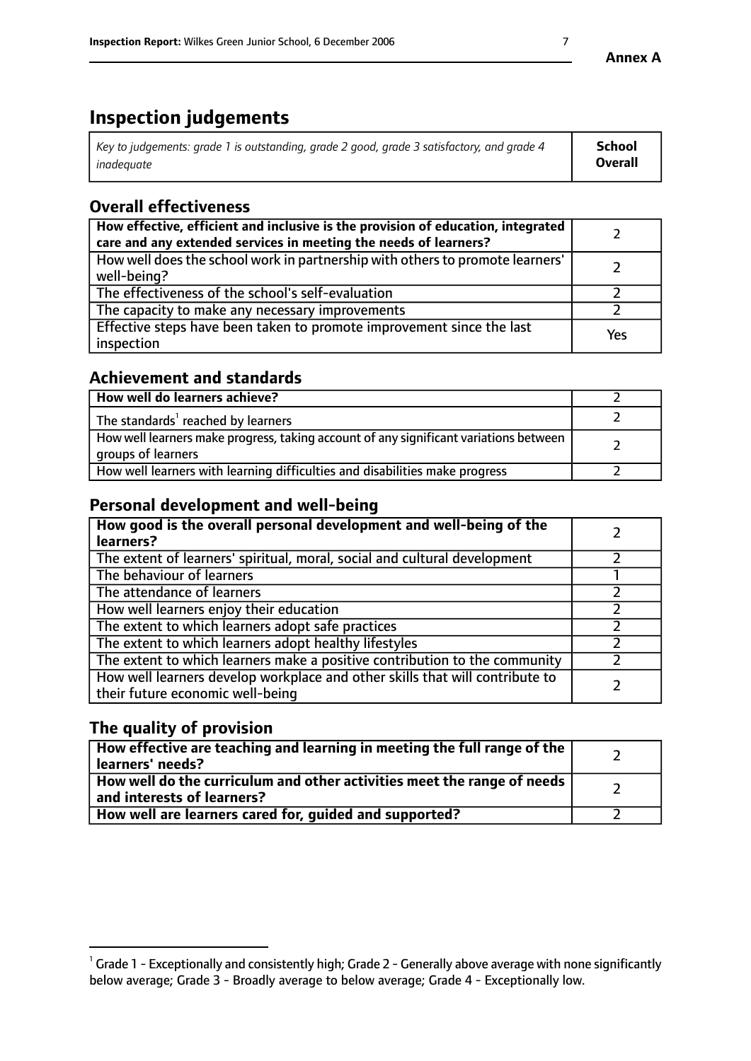**Annex A**

# Inspection judgements

| *Key to judgements: grade 1 is outstanding, grade 2 good, grade 3 satisfactory, and grade 4 inadequate* | **School Overall** |
|---|---|

## Overall effectiveness

| | |
|---|---|
| **How effective, efficient and inclusive is the provision of education, integrated care and any extended services in meeting the needs of learners?** | 2 |
| How well does the school work in partnership with others to promote learners' well-being? | 2 |
| The effectiveness of the school's self-evaluation | 2 |
| The capacity to make any necessary improvements | 2 |
| Effective steps have been taken to promote improvement since the last inspection | Yes |

## Achievement and standards

| | |
|---|---|
| **How well do learners achieve?** | 2 |
| The standards[1] reached by learners | 2 |
| How well learners make progress, taking account of any significant variations between groups of learners | 2 |
| How well learners with learning difficulties and disabilities make progress | 2 |

## Personal development and well-being

| | |
|---|---|
| **How good is the overall personal development and well-being of the learners?** | 2 |
| The extent of learners' spiritual, moral, social and cultural development | 2 |
| The behaviour of learners | 1 |
| The attendance of learners | 2 |
| How well learners enjoy their education | 2 |
| The extent to which learners adopt safe practices | 2 |
| The extent to which learners adopt healthy lifestyles | 2 |
| The extent to which learners make a positive contribution to the community | 2 |
| How well learners develop workplace and other skills that will contribute to their future economic well-being | 2 |

## The quality of provision

| | |
|---|---|
| **How effective are teaching and learning in meeting the full range of the learners' needs?** | 2 |
| **How well do the curriculum and other activities meet the range of needs and interests of learners?** | 2 |
| **How well are learners cared for, guided and supported?** | 2 |

[1] Grade 1 - Exceptionally and consistently high; Grade 2 - Generally above average with none significantly below average; Grade 3 - Broadly average to below average; Grade 4 - Exceptionally low.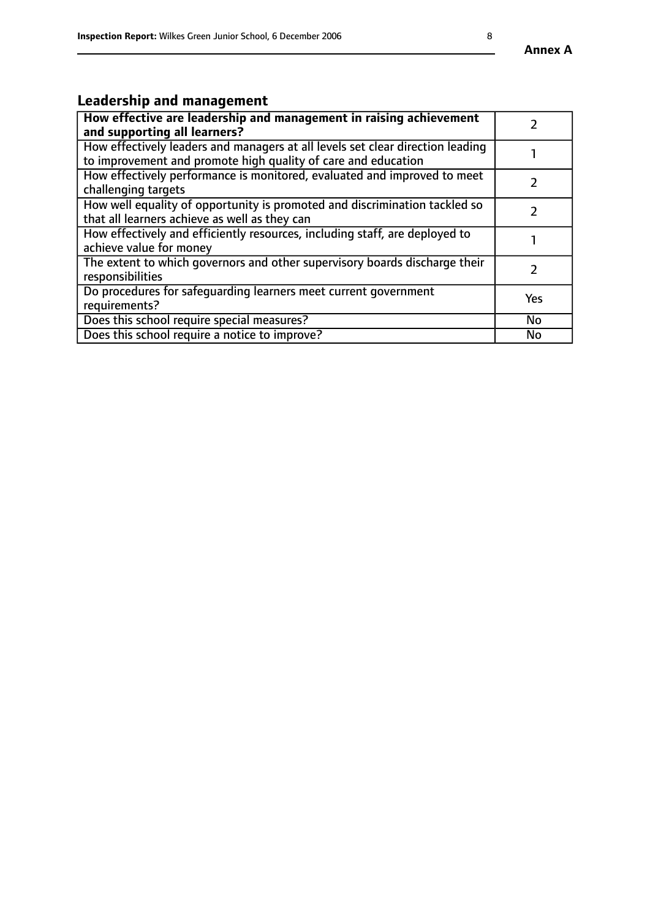## Leadership and management

| **How effective are leadership and management in raising achievement and supporting all learners?** | 2 |
| --- | --- |
| How effectively leaders and managers at all levels set clear direction leading to improvement and promote high quality of care and education | 1 |
| How effectively performance is monitored, evaluated and improved to meet challenging targets | 2 |
| How well equality of opportunity is promoted and discrimination tackled so that all learners achieve as well as they can | 2 |
| How effectively and efficiently resources, including staff, are deployed to achieve value for money | 1 |
| The extent to which governors and other supervisory boards discharge their responsibilities | 2 |
| Do procedures for safeguarding learners meet current government requirements? | Yes |
| Does this school require special measures? | No |
| Does this school require a notice to improve? | No |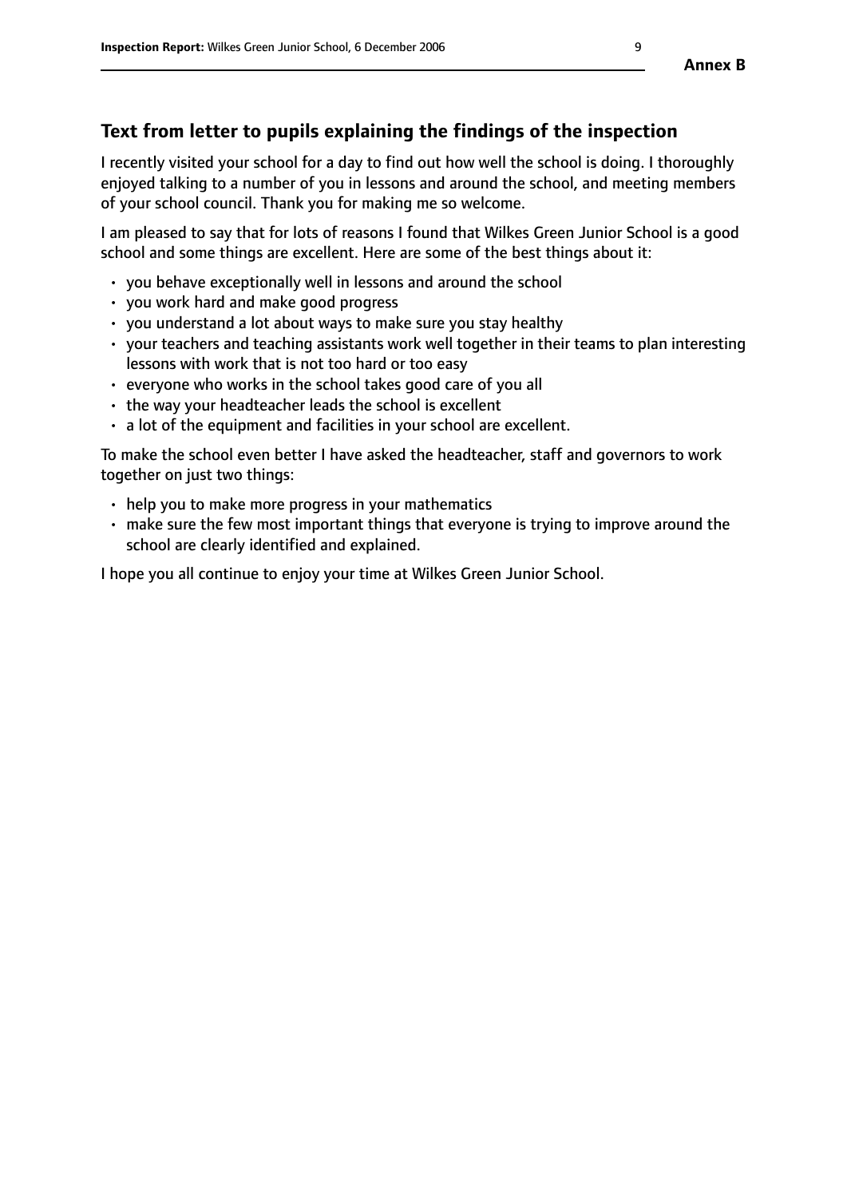## Text from letter to pupils explaining the findings of the inspection

I recently visited your school for a day to find out how well the school is doing. I thoroughly enjoyed talking to a number of you in lessons and around the school, and meeting members of your school council. Thank you for making me so welcome.

I am pleased to say that for lots of reasons I found that Wilkes Green Junior School is a good school and some things are excellent. Here are some of the best things about it:

- you behave exceptionally well in lessons and around the school
- you work hard and make good progress
- you understand a lot about ways to make sure you stay healthy
- your teachers and teaching assistants work well together in their teams to plan interesting lessons with work that is not too hard or too easy
- everyone who works in the school takes good care of you all
- the way your headteacher leads the school is excellent
- a lot of the equipment and facilities in your school are excellent.

To make the school even better I have asked the headteacher, staff and governors to work together on just two things:

- help you to make more progress in your mathematics
- make sure the few most important things that everyone is trying to improve around the school are clearly identified and explained.

I hope you all continue to enjoy your time at Wilkes Green Junior School.